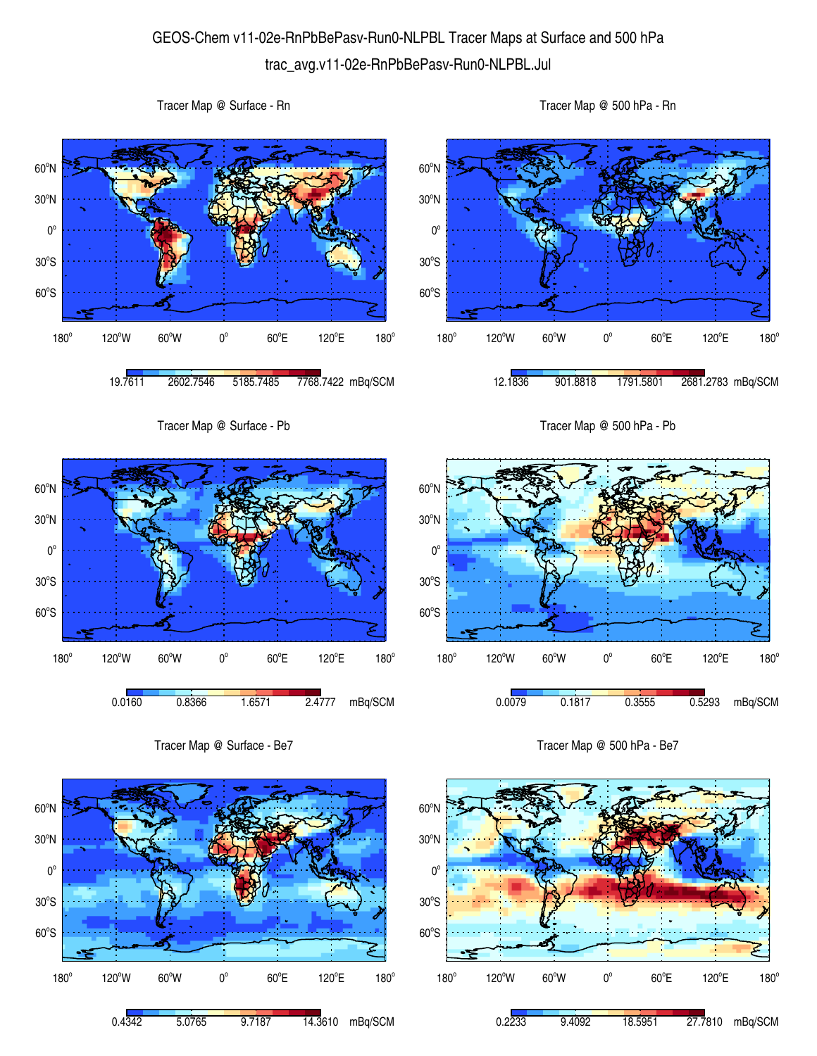# GEOS-Chem v11-02e-RnPbBePasv-Run0-NLPBL Tracer Maps at Surface and 500 hPa

trac_avg.v11-02e-RnPbBePasv-Run0-NLPBL.Jul

Tracer Map @ Surface - Rn

19.7611 | 2602.7546 | 5185.7485 | 7768.7422 mBq/SCM

Tracer Map @ 500 hPa - Rn

12.1836 | 901.8818 | 1791.5801 | 2681.2783 mBq/SCM

Tracer Map @ Surface - Pb

0.0160 | 0.8366 | 1.6571 | 2.4777 mBq/SCM

Tracer Map @ 500 hPa - Pb

0.0079 | 0.1817 | 0.3555 | 0.5293 mBq/SCM

Tracer Map @ Surface - Be7

0.4342 | 5.0765 | 9.7187 | 14.3610 mBq/SCM

Tracer Map @ 500 hPa - Be7

0.2233 | 9.4092 | 18.5951 | 27.7810 mBq/SCM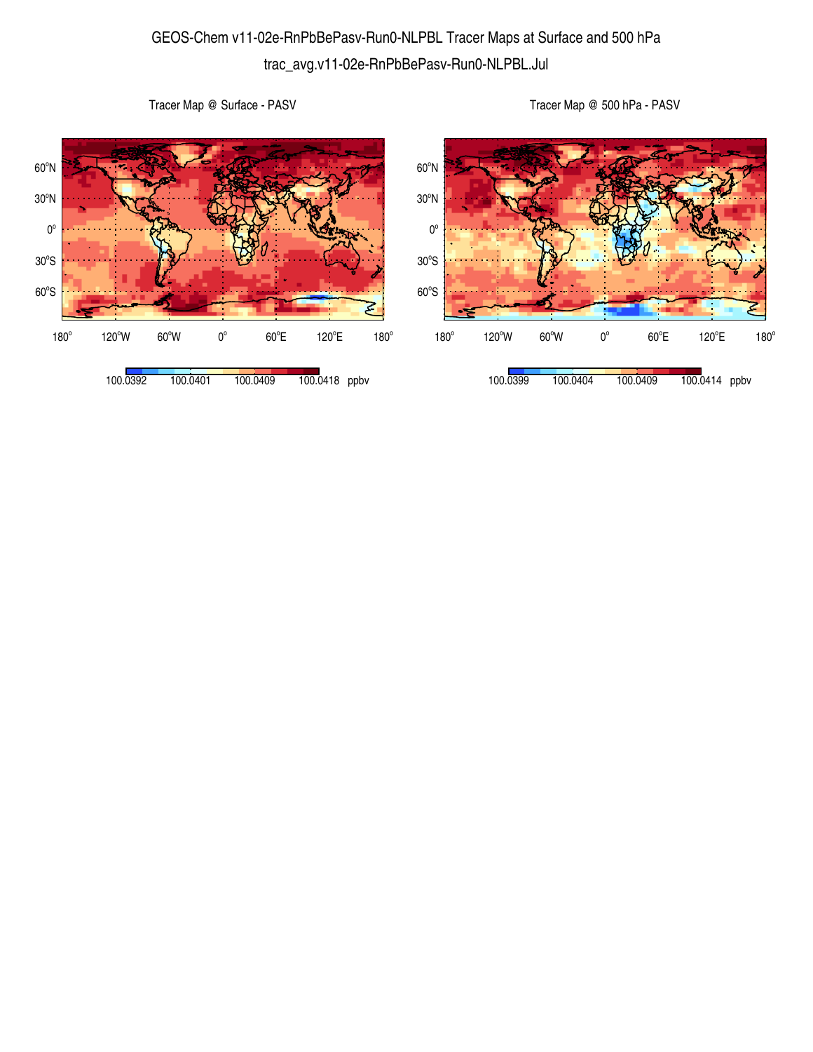GEOS-Chem v11-02e-RnPbBePasv-Run0-NLPBL Tracer Maps at Surface and 500 hPa

trac_avg.v11-02e-RnPbBePasv-Run0-NLPBL.Jul

Tracer Map @ Surface - PASV

60°N
30°N
0°
30°S
60°S

180° 120°W 60°W 0° 60°E 120°E 180°

100.0392 100.0401 100.0409 100.0418 ppbv

Tracer Map @ 500 hPa - PASV

60°N
30°N
0°
30°S
60°S

180° 120°W 60°W 0° 60°E 120°E 180°

100.0399 100.0404 100.0409 100.0414 ppbv